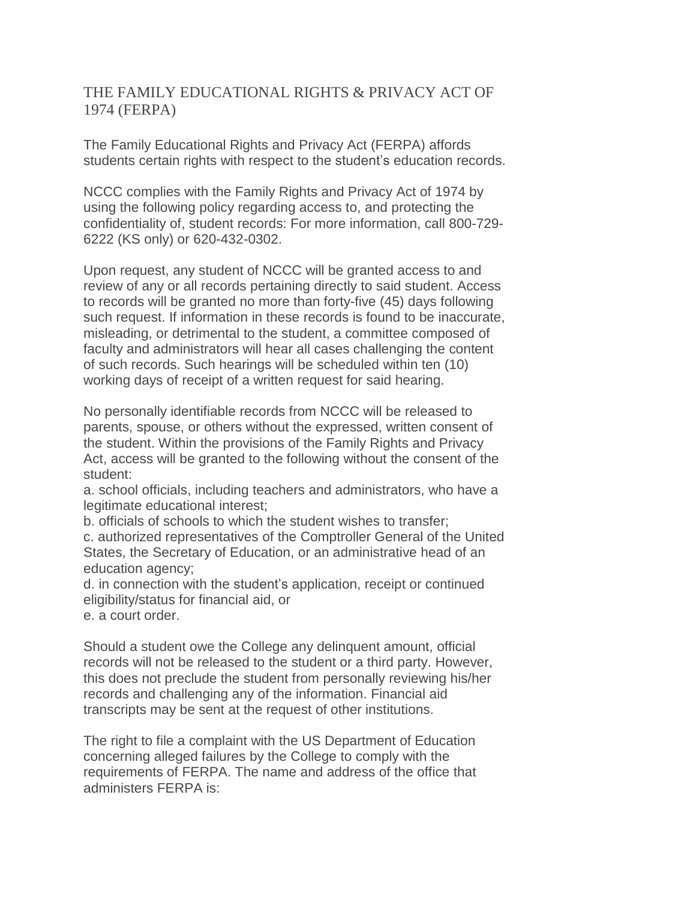# THE FAMILY EDUCATIONAL RIGHTS & PRIVACY ACT OF 1974 (FERPA)

The Family Educational Rights and Privacy Act (FERPA) affords students certain rights with respect to the student's education records.

NCCC complies with the Family Rights and Privacy Act of 1974 by using the following policy regarding access to, and protecting the confidentiality of, student records: For more information, call 800-729-6222 (KS only) or 620-432-0302.

Upon request, any student of NCCC will be granted access to and review of any or all records pertaining directly to said student. Access to records will be granted no more than forty-five (45) days following such request. If information in these records is found to be inaccurate, misleading, or detrimental to the student, a committee composed of faculty and administrators will hear all cases challenging the content of such records. Such hearings will be scheduled within ten (10) working days of receipt of a written request for said hearing.

No personally identifiable records from NCCC will be released to parents, spouse, or others without the expressed, written consent of the student. Within the provisions of the Family Rights and Privacy Act, access will be granted to the following without the consent of the student:

a. school officials, including teachers and administrators, who have a legitimate educational interest;
b. officials of schools to which the student wishes to transfer;
c. authorized representatives of the Comptroller General of the United States, the Secretary of Education, or an administrative head of an education agency;
d. in connection with the student's application, receipt or continued eligibility/status for financial aid, or
e. a court order.

Should a student owe the College any delinquent amount, official records will not be released to the student or a third party. However, this does not preclude the student from personally reviewing his/her records and challenging any of the information. Financial aid transcripts may be sent at the request of other institutions.

The right to file a complaint with the US Department of Education concerning alleged failures by the College to comply with the requirements of FERPA. The name and address of the office that administers FERPA is: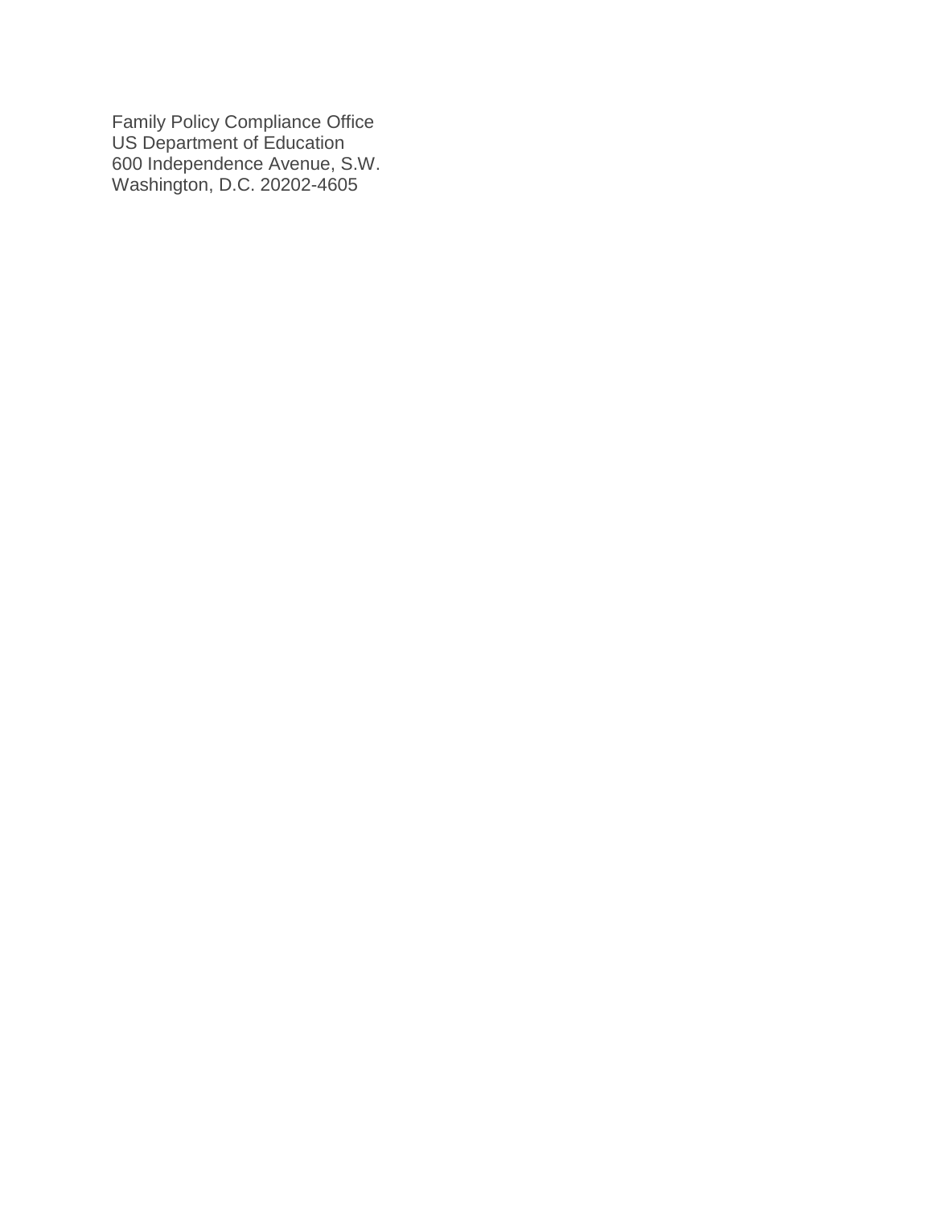Family Policy Compliance Office
US Department of Education
600 Independence Avenue, S.W.
Washington, D.C. 20202-4605